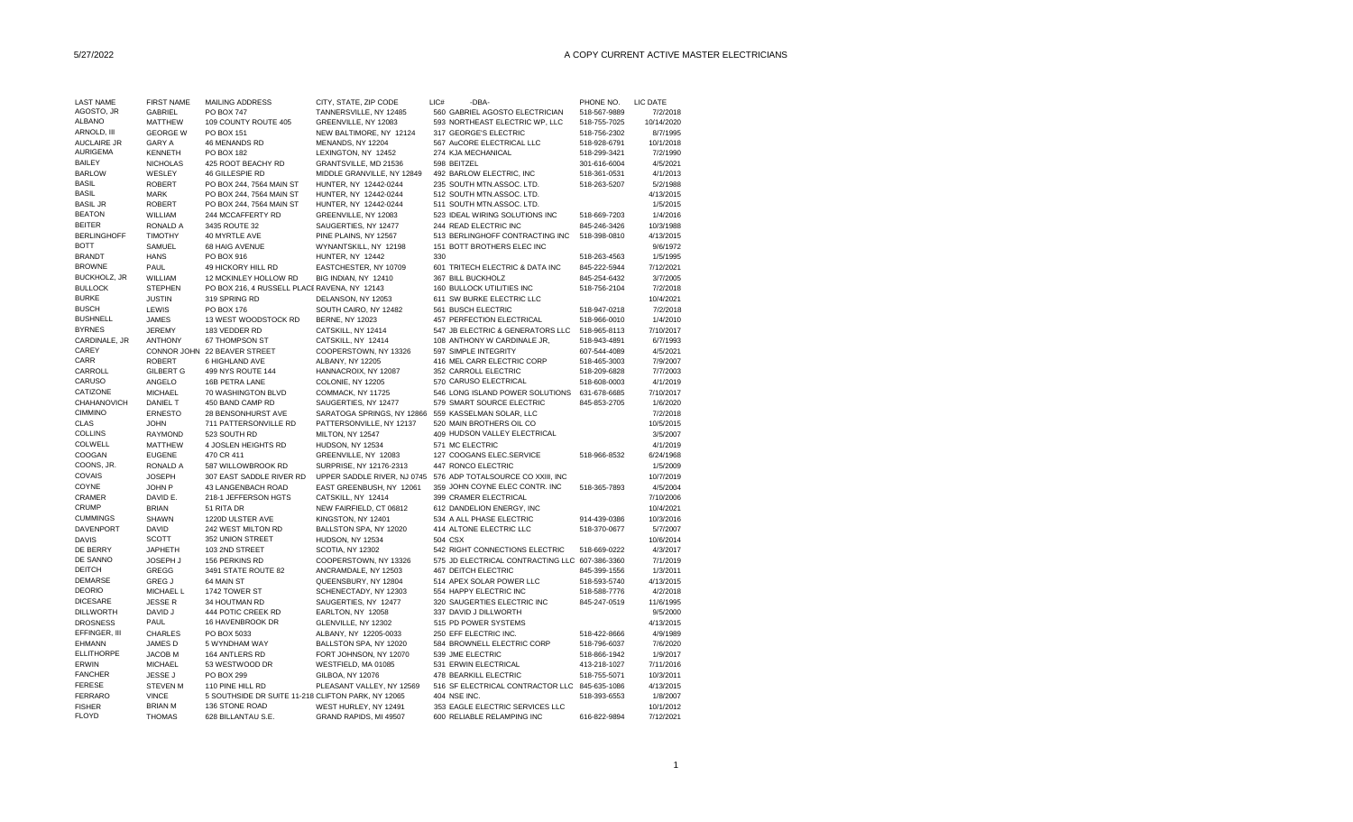5/27/2022

# A COPY CURRENT ACTIVE MASTER ELECTRICIANS

| LAST NAME | FIRST NAME | MAILING ADDRESS | CITY, STATE, ZIP CODE | LIC# | -DBA- | PHONE NO. | LIC DATE |
|---|---|---|---|---|---|---|---|
| AGOSTO, JR | GABRIEL | PO BOX 747 | TANNERSVILLE, NY 12485 | 560 | GABRIEL AGOSTO ELECTRICIAN | 518-567-9889 | 7/2/2018 |
| ALBANO | MATTHEW | 109 COUNTY ROUTE 405 | GREENVILLE, NY 12083 | 593 | NORTHEAST ELECTRIC WP, LLC | 518-755-7025 | 10/14/2020 |
| ARNOLD, III | GEORGE W | PO BOX 151 | NEW BALTIMORE, NY 12124 | 317 | GEORGE'S ELECTRIC | 518-756-2302 | 8/7/1995 |
| AUCLAIRE JR | GARY A | 46 MENANDS RD | MENANDS, NY 12204 | 567 | AuCORE ELECTRICAL LLC | 518-928-6791 | 10/1/2018 |
| AURIGEMA | KENNETH | PO BOX 182 | LEXINGTON, NY 12452 | 274 | KJA MECHANICAL | 518-299-3421 | 7/2/1990 |
| BAILEY | NICHOLAS | 425 ROOT BEACHY RD | GRANTSVILLE, MD 21536 | 598 | BEITZEL | 301-616-6004 | 4/5/2021 |
| BARLOW | WESLEY | 46 GILLESPIE RD | MIDDLE GRANVILLE, NY 12849 | 492 | BARLOW ELECTRIC, INC | 518-361-0531 | 4/1/2013 |
| BASIL | ROBERT | PO BOX 244, 7564 MAIN ST | HUNTER, NY 12442-0244 | 235 | SOUTH MTN.ASSOC. LTD. | 518-263-5207 | 5/2/1988 |
| BASIL | MARK | PO BOX 244, 7564 MAIN ST | HUNTER, NY 12442-0244 | 512 | SOUTH MTN.ASSOC. LTD. | | 4/13/2015 |
| BASIL JR | ROBERT | PO BOX 244, 7564 MAIN ST | HUNTER, NY 12442-0244 | 511 | SOUTH MTN.ASSOC. LTD. | | 1/5/2015 |
| BEATON | WILLIAM | 244 MCCAFFERTY RD | GREENVILLE, NY 12083 | 523 | IDEAL WIRING SOLUTIONS INC | 518-669-7203 | 1/4/2016 |
| BEITER | RONALD A | 3435 ROUTE 32 | SAUGERTIES, NY 12477 | 244 | READ ELECTRIC INC | 845-246-3426 | 10/3/1988 |
| BERLINGHOFF | TIMOTHY | 40 MYRTLE AVE | PINE PLAINS, NY 12567 | 513 | BERLINGHOFF CONTRACTING INC | 518-398-0810 | 4/13/2015 |
| BOTT | SAMUEL | 68 HAIG AVENUE | WYNANTSKILL, NY 12198 | 151 | BOTT BROTHERS ELEC INC | | 9/6/1972 |
| BRANDT | HANS | PO BOX 916 | HUNTER, NY 12442 | 330 | | 518-263-4563 | 1/5/1995 |
| BROWNE | PAUL | 49 HICKORY HILL RD | EASTCHESTER, NY 10709 | 601 | TRITECH ELECTRIC & DATA INC | 845-222-5944 | 7/12/2021 |
| BUCKHOLZ, JR | WILLIAM | 12 MCKINLEY HOLLOW RD | BIG INDIAN, NY 12410 | 367 | BILL BUCKHOLZ | 845-254-6432 | 3/7/2005 |
| BULLOCK | STEPHEN | PO BOX 216, 4 RUSSELL PLACE | RAVENA, NY 12143 | 160 | BULLOCK UTILITIES INC | 518-756-2104 | 7/2/2018 |
| BURKE | JUSTIN | 319 SPRING RD | DELANSON, NY 12053 | 611 | SW BURKE ELECTRIC LLC | | 10/4/2021 |
| BUSCH | LEWIS | PO BOX 176 | SOUTH CAIRO, NY 12482 | 561 | BUSCH ELECTRIC | 518-947-0218 | 7/2/2018 |
| BUSHNELL | JAMES | 13 WEST WOODSTOCK RD | BERNE, NY 12023 | 457 | PERFECTION ELECTRICAL | 518-966-0010 | 1/4/2010 |
| BYRNES | JEREMY | 183 VEDDER RD | CATSKILL, NY 12414 | 547 | JB ELECTRIC & GENERATORS LLC | 518-965-8113 | 7/10/2017 |
| CARDINALE, JR | ANTHONY | 67 THOMPSON ST | CATSKILL, NY 12414 | 108 | ANTHONY W CARDINALE JR, | 518-943-4891 | 6/7/1993 |
| CAREY | CONNOR JOHN | 22 BEAVER STREET | COOPERSTOWN, NY 13326 | 597 | SIMPLE INTEGRITY | 607-544-4089 | 4/5/2021 |
| CARR | ROBERT | 6 HIGHLAND AVE | ALBANY, NY 12205 | 416 | MEL CARR ELECTRIC CORP | 518-465-3003 | 7/9/2007 |
| CARROLL | GILBERT G | 499 NYS ROUTE 144 | HANNACROIX, NY 12087 | 352 | CARROLL ELECTRIC | 518-209-6828 | 7/7/2003 |
| CARUSO | ANGELO | 16B PETRA LANE | COLONIE, NY 12205 | 570 | CARUSO ELECTRICAL | 518-608-0003 | 4/1/2019 |
| CATIZONE | MICHAEL | 70 WASHINGTON BLVD | COMMACK, NY 11725 | 546 | LONG ISLAND POWER SOLUTIONS | 631-678-6685 | 7/10/2017 |
| CHAHANOVICH | DANIEL T | 450 BAND CAMP RD | SAUGERTIES, NY 12477 | 579 | SMART SOURCE ELECTRIC | 845-853-2705 | 1/6/2020 |
| CIMMINO | ERNESTO | 28 BENSONHURST AVE | SARATOGA SPRINGS, NY 12866 | 559 | KASSELMAN SOLAR, LLC | | 7/2/2018 |
| CLAS | JOHN | 711 PATTERSONVILLE RD | PATTERSONVILLE, NY 12137 | 520 | MAIN BROTHERS OIL CO | | 10/5/2015 |
| COLLINS | RAYMOND | 523 SOUTH RD | MILTON, NY 12547 | 409 | HUDSON VALLEY ELECTRICAL | | 3/5/2007 |
| COLWELL | MATTHEW | 4 JOSLEN HEIGHTS RD | HUDSON, NY 12534 | 571 | MC ELECTRIC | | 4/1/2019 |
| COOGAN | EUGENE | 470 CR 411 | GREENVILLE, NY 12083 | 127 | COOGANS ELEC.SERVICE | 518-966-8532 | 6/24/1968 |
| COONS, JR. | RONALD A | 587 WILLOWBROOK RD | SURPRISE, NY 12176-2313 | 447 | RONCO ELECTRIC | | 1/5/2009 |
| COVAIS | JOSEPH | 307 EAST SADDLE RIVER RD | UPPER SADDLE RIVER, NJ 0745 | 576 | ADP TOTALSOURCE CO XXIII, INC | | 10/7/2019 |
| COYNE | JOHN P | 43 LANGENBACH ROAD | EAST GREENBUSH, NY 12061 | 359 | JOHN COYNE ELEC CONTR. INC | 518-365-7893 | 4/5/2004 |
| CRAMER | DAVID E. | 218-1 JEFFERSON HGTS | CATSKILL, NY 12414 | 399 | CRAMER ELECTRICAL | | 7/10/2006 |
| CRUMP | BRIAN | 51 RITA DR | NEW FAIRFIELD, CT 06812 | 612 | DANDELION ENERGY, INC | | 10/4/2021 |
| CUMMINGS | SHAWN | 1220D ULSTER AVE | KINGSTON, NY 12401 | 534 | A ALL PHASE ELECTRIC | 914-439-0386 | 10/3/2016 |
| DAVENPORT | DAVID | 242 WEST MILTON RD | BALLSTON SPA, NY 12020 | 414 | ALTONE ELECTRIC LLC | 518-370-0677 | 5/7/2007 |
| DAVIS | SCOTT | 352 UNION STREET | HUDSON, NY 12534 | 504 | CSX | | 10/6/2014 |
| DE BERRY | JAPHETH | 103 2ND STREET | SCOTIA, NY 12302 | 542 | RIGHT CONNECTIONS ELECTRIC | 518-669-0222 | 4/3/2017 |
| DE SANNO | JOSEPH J | 156 PERKINS RD | COOPERSTOWN, NY 13326 | 575 | JD ELECTRICAL CONTRACTING LLC | 607-386-3360 | 7/1/2019 |
| DEITCH | GREGG | 3491 STATE ROUTE 82 | ANCRAMDALE, NY 12503 | 467 | DEITCH ELECTRIC | 845-399-1556 | 1/3/2011 |
| DEMARSE | GREG J | 64 MAIN ST | QUEENSBURY, NY 12804 | 514 | APEX SOLAR POWER LLC | 518-593-5740 | 4/13/2015 |
| DEORIO | MICHAEL L | 1742 TOWER ST | SCHENECTADY, NY 12303 | 554 | HAPPY ELECTRIC INC | 518-588-7776 | 4/2/2018 |
| DICESARE | JESSE R | 34 HOUTMAN RD | SAUGERTIES, NY 12477 | 320 | SAUGERTIES ELECTRIC INC | 845-247-0519 | 11/6/1995 |
| DILLWORTH | DAVID J | 444 POTIC CREEK RD | EARLTON, NY 12058 | 337 | DAVID J DILLWORTH | | 9/5/2000 |
| DROSNESS | PAUL | 16 HAVENBROOK DR | GLENVILLE, NY 12302 | 515 | PD POWER SYSTEMS | | 4/13/2015 |
| EFFINGER, III | CHARLES | PO BOX 5033 | ALBANY, NY 12205-0033 | 250 | EFF ELECTRIC INC. | 518-422-8666 | 4/9/1989 |
| EHMANN | JAMES D | 5 WYNDHAM WAY | BALLSTON SPA, NY 12020 | 584 | BROWNELL ELECTRIC CORP | 518-796-6037 | 7/6/2020 |
| ELLITHORPE | JACOB M | 164 ANTLERS RD | FORT JOHNSON, NY 12070 | 539 | JME ELECTRIC | 518-866-1942 | 1/9/2017 |
| ERWIN | MICHAEL | 53 WESTWOOD DR | WESTFIELD, MA 01085 | 531 | ERWIN ELECTRICAL | 413-218-1027 | 7/11/2016 |
| FANCHER | JESSE J | PO BOX 299 | GILBOA, NY 12076 | 478 | BEARKILL ELECTRIC | 518-755-5071 | 10/3/2011 |
| FERESE | STEVEN M | 110 PINE HILL RD | PLEASANT VALLEY, NY 12569 | 516 | SF ELECTRICAL CONTRACTOR LLC | 845-635-1086 | 4/13/2015 |
| FERRARO | VINCE | 5 SOUTHSIDE DR SUITE 11-218 | CLIFTON PARK, NY 12065 | 404 | NSE INC. | 518-393-6553 | 1/8/2007 |
| FISHER | BRIAN M | 136 STONE ROAD | WEST HURLEY, NY 12491 | 353 | EAGLE ELECTRIC SERVICES LLC | | 10/1/2012 |
| FLOYD | THOMAS | 628 BILLANTAU S.E. | GRAND RAPIDS, MI 49507 | 600 | RELIABLE RELAMPING INC | 616-822-9894 | 7/12/2021 |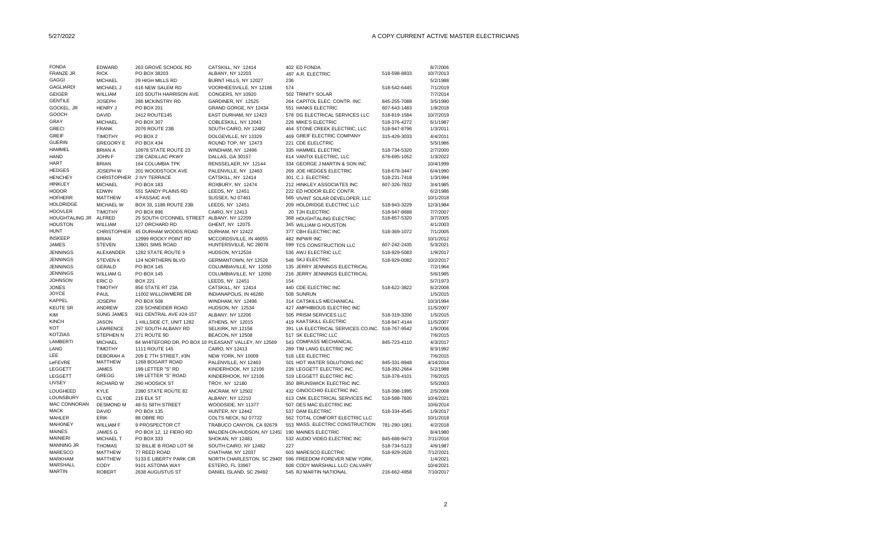| | | | | | | |
|---|---|---|---|---|---|---|
| FONDA | EDWARD | 263 GROVE SCHOOL RD | CATSKILL, NY 12414 | 402 ED FONDA | | 8/7/2006 |
| FRANZE JR | RICK | PO BOX 38203 | ALBANY, NY 12203 | 497 A.R. ELECTRIC | 518-598-8833 | 10/7/2013 |
| GAGGI | MICHAEL | 29 HIGH MILLS RD | BURNT HILLS, NY 12027 | 236 | | 5/2/1988 |
| GAGLIARDI | MICHAEL J | 616 NEW SALEM RD | VOORHEESVILLE, NY 12186 | 574 | 518-542-6445 | 7/1/2019 |
| GEIGER | WILLIAM | 103 SOUTH HARRISON AVE | CONGERS, NY 10920 | 502 TRINITY SOLAR | | 7/7/2014 |
| GENTILE | JOSEPH | 286 MCKINSTRY RD | GARDINER, NY 12525 | 264 CAPITOL ELEC. CONTR. INC | 845-255-7088 | 3/5/1990 |
| GOCKEL, JR | HENRY J | PO BOX 201 | GRAND GORGE, NY 12434 | 551 HANKS ELECTRIC | 607-643-1483 | 1/8/2018 |
| GOOCH | DAVID | 2412 ROUTE145 | EAST DURHAM, NY 12423 | 578 DG ELECTRICAL SERVICES LLC | 518-819-1584 | 10/7/2019 |
| GRAY | MICHAEL | PO BOX 307 | COBLESKILL, NY 12043 | 228 MIKE'S ELECTRIC | 518-376-4272 | 6/1/1987 |
| GRECI | FRANK | 2076 ROUTE 23B | SOUTH CAIRO, NY 12482 | 464 STONE CREEK ELECTRIC, LLC | 518-947-8796 | 1/3/2011 |
| GREIF | TIMOTHY | PO BOX 2 | DOLGEVILLE, NY 13329 | 469 GREIF ELECTRIC COMPANY | 315-429-3033 | 4/4/2011 |
| GUERIN | GREGORY E | PO BOX 434 | ROUND TOP, NY 12473 | 221 CDE ELELCTRIC | | 5/5/1986 |
| HAMMEL | BRIAN A | 10978 STATE ROUTE 23 | WINDHAM, NY 12496 | 335 HAMMEL ELECTRIC | 518-734-5320 | 2/7/2000 |
| HAND | JOHN F | 238 CADILLAC PKWY | DALLAS, GA 30157 | 614 VANTIX ELECTRIC, LLC | 678-695-1052 | 1/3/2022 |
| HART | BRIAN | 164 COLUMBIA TPK | RENSSELAER, NY 12144 | 334 GEORGE J MARTIN & SON INC | | 10/4/1999 |
| HEDGES | JOSEPH W | 201 WOODSTOCK AVE | PALENVILLE, NY 12463 | 269 JOE HEDGES ELECTRIC | 518-678-3447 | 6/4/1990 |
| HENCHEY | CHRISTOPHER | 2 IVY TERRACE | CATSKILL, NY 12414 | 301 C.J. ELECTRIC | 518-231-7418 | 1/3/1994 |
| HINKLEY | MICHAEL | PO BOX 183 | ROXBURY, NY 12474 | 212 HINKLEY ASSOCIATES INC | 607-326-7832 | 3/4/1985 |
| HODOR | EDWIN | 551 SANDY PLAINS RD | LEEDS, NY 12451 | 222 ED HODOR ELEC CONTR. | | 6/2/1986 |
| HOFHERR | MATTHEW | 4 PASSAIC AVE | SUSSEX, NJ 07461 | 566 VIVINT SOLAR DEVELOPER, LLC | | 10/1/2018 |
| HOLDRIDGE | MICHAEL W | BOX 33, 1189 ROUTE 23B | LEEDS, NY 12451 | 209 HOLDRIDGE ELECTRIC LLC | 518-943-3229 | 12/3/1984 |
| HOOVLER | TIMOTHY | PO BOX 896 | CAIRO, NY 12413 | 20 TJH ELECTRIC | 518-947-8688 | 7/7/2007 |
| HOUGHTALING JR | ALFRED | 25 SOUTH O'CONNEL STREET | ALBANY, NY 12209 | 368 HOUGHTALING ELECTRIC | 518-857-5320 | 3/7/2005 |
| HOUSTON | WILLIAM | 127 ORCHARD RD | GHENT, NY 12075 | 345 WILLIAM G HOUSTON | | 4/1/2003 |
| HUNT | CHRISTOPHER | 45 DURHAM WOODS ROAD | DURHAM, NY 12422 | 377 CBH ELECTRIC INC | 518-369-1072 | 7/1/2005 |
| INSKEEP | BRIAN | 12999 ROCKY POINT RD | MCCORDSVILLE, IN 46055 | 482 INPWR INC | | 10/1/2012 |
| JAMES | STEVEN | 13801 SIMS ROAD | HUNTERSVILLE, NC 28078 | 599 TCS CONSTRUCTION LLC | 607-242-2435 | 5/3/2021 |
| JENNINGS | ALEXANDER | 1282 STATE ROUTE 9 | HUDSON, NY12534 | 536 AWJ ELECTRIC LLC | 518-929-5083 | 1/9/2017 |
| JENNINGS | STEVEN K | 124 NORTHERN BLVD | GERMANTOWN, NY 12526 | 548 SKJ ELECTRIC | 518-929-0082 | 10/2/2017 |
| JENNINGS | GERALD | PO BOX 145 | COLUMBIAVILLE, NY 12050 | 135 JERRY JENNINGS ELECTRICAL | | 7/2/1964 |
| JENNINGS | WILLIAM G | PO BOX 145 | COLUMBIAVILLE, NY 12050 | 216 JERRY JENNINGS ELECTRICAL | | 5/6/1985 |
| JOHNSON | ERIC D | BOX 221 | LEEDS, NY 12451 | 154 | | 5/7/1973 |
| JONES | TIMOTHY | 856 STATE RT 23A | CATSKILL, NY 12414 | 440 CDE ELECTRIC INC | 518-622-3822 | 6/2/2008 |
| JOYCE | PAUL | 11002 WILLOWMERE DR | INDIANAPOLIS, IN 46280 | 508 SUNRUN | | 1/5/2015 |
| KAPPEL | JOSEPH | PO BOX 508 | WINDHAM, NY 12496 | 314 CATSKILLS MECHANICAL | | 10/3/1994 |
| KEUTE SR | ANDREW | 228 SCHNEIDER ROAD | HUDSON, NY 12534 | 427 AMPHIBIOUS ELECTRIC INC | | 11/5/2007 |
| KIM | SUNG JAMES | 911 CENTRAL AVE #24-157 | ALBANY, NY 12206 | 505 PRISM SERVICES LLC | 518-319-3200 | 1/5/2015 |
| KINCH | JASON | 1 HILLSIDE CT, UNIT 1282 | ATHENS, NY 12015 | 419 KAATSKILL ELECTRIC | 518-947-4144 | 11/5/2007 |
| KOT | LAWRENCE | 297 SOUTH ALBANY RD | SELKIRK, NY 12158 | 391 LIA ELECTRICAL SERVICES CO.INC. | 518-767-9542 | 1/9/2006 |
| KOTZIAS | STEPHEN N | 271 ROUTE 9D | BEACON, NY 12508 | 517 SK ELECTRIC LLC | | 7/6/2015 |
| LAMBERTI | MICHAEL | 84 WHITEFORD DR, PO BOX 10 | PLEASANT VALLEY, NY 12569 | 543 COMPASS MECHANICAL | 845-723-4110 | 4/3/2017 |
| LANG | TIMOTHY | 1111 ROUTE 145 | CAIRO, NY 12413 | 289 TIM LANG ELECTRIC INC | | 8/3/1992 |
| LEE | DEBORAH A | 209 E 7TH STREET, #3N | NEW YORK, NY 10009 | 518 LEE ELECTRIC | | 7/6/2015 |
| LeFEVRE | MATTHEW | 1268 BOGART ROAD | PALENVILLE, NY 12463 | 501 HOT WATER SOLUTIONS INC | 845-331-8948 | 4/14/2014 |
| LEGGETT | JAMES | 199 LETTER "S" RD | KINDERHOOK, NY 12106 | 239 LEGGETT ELECTRIC INC. | 518-392-2664 | 5/2/1988 |
| LEGGETT | GREGG | 199 LETTER "S" ROAD | KINDERHOOK, NY 12106 | 519 LEGGETT ELECTRIC INC | 518-378-4101 | 7/6/2015 |
| LIVSEY | RICHARD W | 290 HOOSICK ST | TROY, NY 12180 | 350 BRUNSWICK ELECTRIC INC. | | 5/5/2003 |
| LOUGHEED | KYLE | 2380 STATE ROUTE 82 | ANCRAM, NY 12502 | 432 GINOCCHIO ELECTRIC INC. | 518-398-1995 | 2/5/2008 |
| LOUNSBURY | CLYDE | 216 ELK ST | ALBANY, NY 12210 | 613 CMK ELECTRICAL SERVICES INC | 518-588-7600 | 10/4/2021 |
| MAC CONNORAN | DESMOND M | 48-51 58TH STREET | WOODSIDE, NY 11377 | 507 DES MAC ELECTRIC INC | | 10/6/2014 |
| MACK | DAVID | PO BOX 135 | HUNTER, NY 12442 | 537 DAM ELECTRIC | 518-334-4545 | 1/9/2017 |
| MAHLER | ERIK | 88 OBRE RD | COLTS NECK, NJ 07722 | 562 TOTAL COMFORT ELECTRIC LLC | | 10/1/2018 |
| MAHONEY | WILLIAM F | 9 PROSPECTOR CT | TRABUCO CANYON, CA 92679 | 553 MASS. ELECTRIC CONSTRUCTION | 781-290-1061 | 4/2/2018 |
| MAINES | JAMES G | PO BOX 12, 12 FIERO RD | MALDEN-ON-HUDSON, NY 12453 | 190 MAINES ELECTRIC | | 8/4/1980 |
| MAINIERI | MICHAEL T | PO BOX 333 | SHOKAN, NY 12481 | 532 AUDIO VIDEO ELECTRIC INC | 845-688-9473 | 7/11/2016 |
| MANNING JR | THOMAS | 32 BILLIE B ROAD LOT 56 | SOUTH CAIRO, NY 12482 | 227 | 518-734-5123 | 4/6/1987 |
| MARESCO | MATTHEW | 77 REED ROAD | CHATHAM, NY 12037 | 603 MARESCO ELECTRIC | 518-929-2626 | 7/12/2021 |
| MARKHAM | MATTHEW | 5133 E LIBERTY PARK CIR | NORTH CHARLESTON, SC 29405 | 596 FREEDOM FOREVER NEW YORK, | | 1/4/2021 |
| MARSHALL | CODY | 9101 ASTONIA WAY | ESTERO, FL 33967 | 608 CODY MARSHALL LLC/ CALVARY | | 10/4/2021 |
| MARTIN | ROBERT | 2638 AUGUSTUS ST | DANIEL ISLAND, SC 29492 | 545 RJ MARTIN NATIONAL | 216-662-4958 | 7/10/2017 |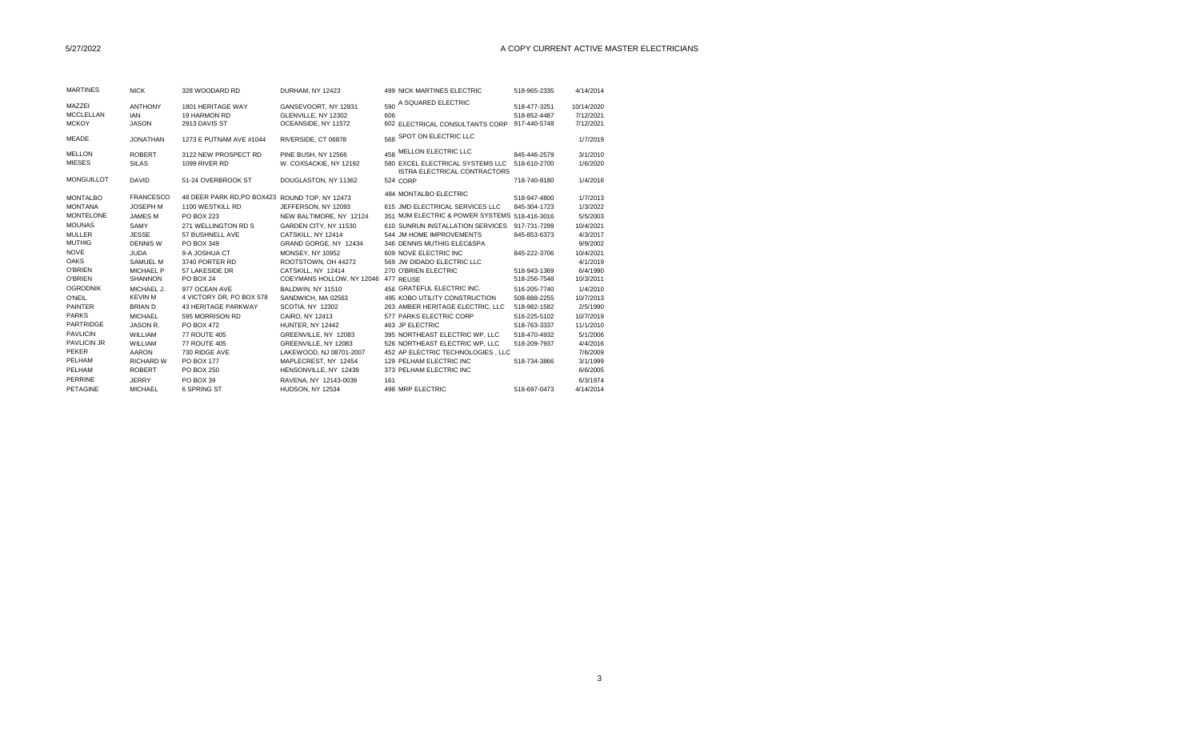| MARTINES | NICK | 328 WOODARD RD | DURHAM, NY 12423 | 499 | NICK MARTINES ELECTRIC | 518-965-2335 | 4/14/2014 |
|---|---|---|---|---|---|---|---|
| MAZZEI | ANTHONY | 1801 HERITAGE WAY | GANSEVOORT, NY 12831 | 590 | A SQUARED ELECTRIC | 518-477-3251 | 10/14/2020 |
| MCCLELLAN | IAN | 19 HARMON RD | GLENVILLE, NY 12302 | 606 | | 518-852-4487 | 7/12/2021 |
| MCKOY | JASON | 2913 DAVIS ST | OCEANSIDE, NY 11572 | 602 | ELECTRICAL CONSULTANTS CORP | 917-440-5748 | 7/12/2021 |
| MEADE | JONATHAN | 1273 E PUTNAM AVE #1044 | RIVERSIDE, CT 06878 | 568 | SPOT ON ELECTRIC LLC | | 1/7/2019 |
| MELLON | ROBERT | 3122 NEW PROSPECT RD | PINE BUSH, NY 12566 | 458 | MELLON ELECTRIC LLC | 845-446-2579 | 3/1/2010 |
| MIESES | SILAS | 1099 RIVER RD | W. COXSACKIE, NY 12192 | 580 | EXCEL ELECTRICAL SYSTEMS LLC | 518-610-2700 | 1/6/2020 |
| MONGUILLOT | DAVID | 51-24 OVERBROOK ST | DOUGLASTON, NY 11362 | 524 | ISTRA ELECTRICAL CONTRACTORS CORP | 718-740-8180 | 1/4/2016 |
| MONTALBO | FRANCESCO | 48 DEER PARK RD,PO BOX423 | ROUND TOP, NY 12473 | 484 | MONTALBO ELECTRIC | 518-947-4800 | 1/7/2013 |
| MONTANA | JOSEPH M | 1100 WESTKILL RD | JEFFERSON, NY 12093 | 615 | JMD ELECTRICAL SERVICES LLC | 845-304-1723 | 1/3/2022 |
| MONTELONE | JAMES M | PO BOX 223 | NEW BALTIMORE, NY 12124 | 351 | MJM ELECTRIC & POWER SYSTEMS | 518-416-3016 | 5/5/2003 |
| MOUNAS | SAMY | 271 WELLINGTON RD S | GARDEN CITY, NY 11530 | 610 | SUNRUN INSTALLATION SERVICES | 917-731-7299 | 10/4/2021 |
| MULLER | JESSE | 57 BUSHNELL AVE | CATSKILL, NY 12414 | 544 | JM HOME IMPROVEMENTS | 845-853-6373 | 4/3/2017 |
| MUTHIG | DENNIS W | PO BOX 349 | GRAND GORGE, NY 12434 | 346 | DENNIS MUTHIG ELEC&SPA | | 9/9/2002 |
| NOVE | JUDA | 9-A JOSHUA CT | MONSEY, NY 10952 | 609 | NOVE ELECTRIC INC | 845-222-3706 | 10/4/2021 |
| OAKS | SAMUEL M | 3740 PORTER RD | ROOTSTOWN, OH 44272 | 569 | JW DIDADO ELECTRIC LLC | | 4/1/2019 |
| O'BRIEN | MICHAEL P | 57 LAKESIDE DR | CATSKILL, NY 12414 | 270 | O'BRIEN ELECTRIC | 518-943-1369 | 6/4/1990 |
| O'BRIEN | SHANNON | PO BOX 24 | COEYMANS HOLLOW, NY 12046 | 477 | REUSE | 518-256-7548 | 10/3/2011 |
| OGRODNIK | MICHAEL J. | 977 OCEAN AVE | BALDWIN, NY 11510 | 456 | GRATEFUL ELECTRIC INC. | 516-205-7740 | 1/4/2010 |
| O'NEIL | KEVIN M | 4 VICTORY DR, PO BOX 578 | SANDWICH, MA 02563 | 495 | KOBO UTILITY CONSTRUCTION | 508-888-2255 | 10/7/2013 |
| PAINTER | BRIAN D | 43 HERITAGE PARKWAY | SCOTIA, NY 12302 | 263 | AMBER HERITAGE ELECTRIC, LLC | 518-982-1582 | 2/5/1990 |
| PARKS | MICHAEL | 595 MORRISON RD | CAIRO, NY 12413 | 577 | PARKS ELECTRIC CORP | 516-225-5102 | 10/7/2019 |
| PARTRIDGE | JASON R. | PO BOX 472 | HUNTER, NY 12442 | 463 | JP ELECTRIC | 518-763-3337 | 11/1/2010 |
| PAVLICIN | WILLIAM | 77 ROUTE 405 | GREENVILLE, NY 12083 | 395 | NORTHEAST ELECTRIC WP, LLC | 518-470-4932 | 5/1/2006 |
| PAVLICIN JR | WILLIAM | 77 ROUTE 405 | GREENVILLE, NY 12083 | 526 | NORTHEAST ELECTRIC WP, LLC | 518-209-7937 | 4/4/2016 |
| PEKER | AARON | 730 RIDGE AVE | LAKEWOOD, NJ 08701-2007 | 452 | AP ELECTRIC TECHNOLOGIES , LLC | | 7/6/2009 |
| PELHAM | RICHARD W | PO BOX 177 | MAPLECREST, NY 12454 | 129 | PELHAM ELECTRIC INC | 518-734-3866 | 3/1/1999 |
| PELHAM | ROBERT | PO BOX 250 | HENSONVILLE, NY 12439 | 373 | PELHAM ELECTRIC INC | | 6/6/2005 |
| PERRINE | JERRY | PO BOX 39 | RAVENA, NY 12143-0039 | 161 | | | 6/3/1974 |
| PETAGINE | MICHAEL | 6 SPRING ST | HUDSON, NY 12534 | 498 | MRP ELECTRIC | 518-697-0473 | 4/14/2014 |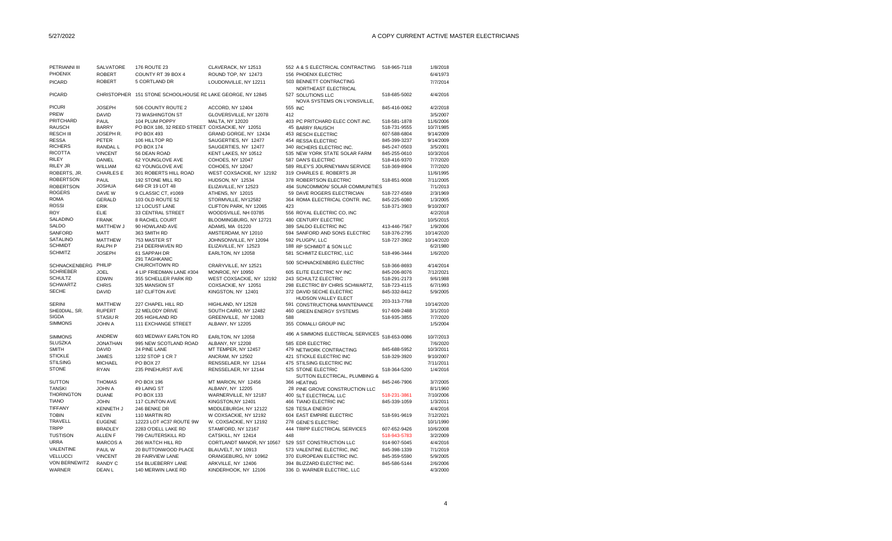| | | | | | | | |
|---|---|---|---|---|---|---|---|
| PETRIANNI III | SALVATORE | 176 ROUTE 23 | CLAVERACK, NY 12513 | 552 | A & S ELECTRICAL CONTRACTING | 518-965-7118 | 1/8/2018 |
| PHOENIX | ROBERT | COUNTY RT 39 BOX 4 | ROUND TOP, NY 12473 | 156 | PHOENIX ELECTRIC | | 6/4/1973 |
| PICARD | ROBERT | 5 CORTLAND DR | LOUDONVILLE, NY 12211 | 503 | BENNETT CONTRACTING | | 7/7/2014 |
| PICARD | CHRISTOPHER | 151 STONE SCHOOLHOUSE RD | LAKE GEORGE, NY 12845 | 527 | NORTHEAST ELECTRICAL SOLUTIONS LLC | 518-685-5002 | 4/4/2016 |
| PICURI | JOSEPH | 506 COUNTY ROUTE 2 | ACCORD, NY 12404 | 555 | NOVA SYSTEMS ON LYONSVILLE, INC | 845-416-0062 | 4/2/2018 |
| PREW | DAVID | 73 WASHINGTON ST | GLOVERSVILLE, NY 12078 | 412 | | | 3/5/2007 |
| PRITCHARD | PAUL | 104 PLUM POPPY | MALTA, NY 12020 | 403 | PC PRITCHARD ELEC CONT.INC. | 518-581-1878 | 11/6/2006 |
| RAUSCH | BARRY | PO BOX 186, 32 REED STREET | COXSACKIE, NY 12051 | 45 | BARRY RAUSCH | 518-731-9555 | 10/7/1985 |
| RESCH III | JOSEPH R. | PO BOX 493 | GRAND GORGE, NY 12434 | 453 | RESCH ELECTRIC | 607-588-6804 | 9/14/2009 |
| RESSA | PETER | 106 HILLTOP RD | SAUGERTIES, NY 12477 | 454 | RESSA ELECTRIC | 845-399-3237 | 9/14/2009 |
| RICHERS | RANDAL L | PO BOX 174 | SAUGERTIES, NY 12477 | 340 | RICHERS ELECTRIC INC. | 845-247-0503 | 3/5/2001 |
| RICOTTA | VINCENT | 56 DEAN ROAD | KENT LAKES, NY 10512 | 535 | NEW YORK STATE SOLAR FARM | 845-255-0610 | 10/3/2016 |
| RILEY | DANIEL | 62 YOUNGLOVE AVE | COHOES, NY 12047 | 587 | DAN'S ELECTRIC | 518-416-9370 | 7/7/2020 |
| RILEY JR | WILLIAM | 62 YOUNGLOVE AVE | COHOES, NY 12047 | 589 | RILEY'S JOURNEYMAN SERVICE | 518-369-8904 | 7/7/2020 |
| ROBERTS, JR. | CHARLES E | 301 ROBERTS HILL ROAD | WEST COXSACKIE, NY 12192 | 319 | CHARLES E. ROBERTS JR | | 11/6/1995 |
| ROBERTSON | PAUL | 192 STONE MILL RD | HUDSON, NY 12534 | 378 | ROBERTSON ELECTRIC | 518-851-9008 | 7/11/2005 |
| ROBERTSON | JOSHUA | 649 CR 19 LOT 48 | ELIZAVILLE, NY 12523 | 494 | SUNCOMMON/ SOLAR COMMUNITIES | | 7/1/2013 |
| ROGERS | DAVE W | 9 CLASSIC CT, #1069 | ATHENS, NY 12015 | 59 | DAVE ROGERS ELECTRICIAN | 518-727-6569 | 2/3/1969 |
| ROMA | GERALD | 103 OLD ROUTE 52 | STORMVILLE, NY12582 | 364 | ROMA ELECTRICAL CONTR. INC. | 845-225-6080 | 1/3/2005 |
| ROSSI | ERIK | 12 LOCUST LANE | CLIFTON PARK, NY 12065 | 423 | | 518-371-3903 | 9/10/2007 |
| ROY | ELIE | 33 CENTRAL STREET | WOODSVILLE, NH 03785 | 556 | ROYAL ELECTRIC CO, INC | | 4/2/2018 |
| SALADINO | FRANK | 8 RACHEL COURT | BLOOMINGBURG, NY 12721 | 480 | CENTURY ELECTRIC | | 10/5/2015 |
| SALDO | MATTHEW J | 90 HOWLAND AVE | ADAMS, MA 01220 | 389 | SALDO ELECTRIC INC | 413-446-7567 | 1/9/2006 |
| SANFORD | MATT | 363 SMITH RD | AMSTERDAM, NY 12010 | 594 | SANFORD AND SONS ELECTRIC | 518-376-2795 | 10/14/2020 |
| SATALINO | MATTHEW | 753 MASTER ST | JOHNSONVILLE, NY 12094 | 592 | PLUGPV, LLC | 518-727-3902 | 10/14/2020 |
| SCHMIDT | RALPH P | 214 DEERHAVEN RD | ELIZAVILLE, NY 12523 | 188 | RP SCHMIDT & SON LLC | | 6/2/1980 |
| SCHMITZ | JOSEPH | 61 SAPPAH DR | EARLTON, NY 12058 | 581 | SCHMITZ ELECTRIC, LLC | 518-496-3444 | 1/6/2020 |
| SCHNACKENBERG | PHILIP | 291 TAGHKANIC CHURCHTOWN RD | CRARYVILLE, NY 12521 | 500 | SCHNACKENBERG ELECTRIC | 518-366-8693 | 4/14/2014 |
| SCHRIEBER | JOEL | 4 LIP FRIEDMAN LANE #304 | MONROE, NY 10950 | 605 | ELITE ELECTRIC NY INC | 845-206-8076 | 7/12/2021 |
| SCHULTZ | EDWIN | 355 SCHELLER PARK RD | WEST COXSACKIE, NY 12192 | 243 | SCHULTZ ELECTRIC | 518-291-2173 | 9/6/1988 |
| SCHWARTZ | CHRIS | 325 MANSION ST | COXSACKIE, NY 12051 | 298 | ELECTRIC BY CHRIS SCHWARTZ, | 518-723-4115 | 6/7/1993 |
| SECHE | DAVID | 187 CLIFTON AVE | KINGSTON, NY 12401 | 372 | DAVID SECHE ELECTRIC | 845-332-8412 | 5/9/2005 |
| SERINI | MATTHEW | 227 CHAPEL HILL RD | HIGHLAND, NY 12528 | 591 | HUDSON VALLEY ELECT CONSTRUCTION& MAINTENANCE | 203-313-7768 | 10/14/2020 |
| SHE0DIAL, SR. | RUPERT | 22 MELODY DRIVE | SOUTH CAIRO, NY 12482 | 460 | GREEN ENERGY SYSTEMS | 917-609-2488 | 3/1/2010 |
| SIGDA | STASIU R | 205 HIGHLAND RD | GREENVILLE, NY 12083 | 588 | | 518-935-3855 | 7/7/2020 |
| SIMMONS | JOHN A | 111 EXCHANGE STREET | ALBANY, NY 12205 | 355 | COMALLI GROUP INC | | 1/5/2004 |
| SIMMONS | ANDREW | 603 MEDWAY EARLTON RD | EARLTON, NY 12058 | 496 | A SIMMONS ELECTRICAL SERVICES | 518-653-0086 | 10/7/2013 |
| SLUSZKA | JONATHAN | 995 NEW SCOTLAND ROAD | ALBANY, NY 12208 | 585 | EDR ELECTRIC | | 7/6/2020 |
| SMITH | DAVID | 24 PINE LANE | MT TEMPER, NY 12457 | 479 | NETWORK CONTRACTING | 845-688-5952 | 10/3/2011 |
| STICKLE | JAMES | 1232 STOP 1 CR 7 | ANCRAM, NY 12502 | 421 | STICKLE ELECTRIC INC | 518-329-3920 | 9/10/2007 |
| STILSING | MICHAEL | PO BOX 27 | RENSSELAER, NY 12144 | 475 | STILSING ELECTRIC INC | | 7/11/2011 |
| STONE | RYAN | 235 PINEHURST AVE | RENSSELAER, NY 12144 | 525 | STONE ELECTRIC | 518-364-5200 | 1/4/2016 |
| SUTTON | THOMAS | PO BOX 196 | MT MARION, NY 12456 | 366 | SUTTON ELECTRICAL, PLUMBING & HEATING | 845-246-7906 | 3/7/2005 |
| TANSKI | JOHN A | 49 LAING ST | ALBANY, NY 12205 | 28 | PINE GROVE CONSTRUCTION LLC | | 8/1/1960 |
| THORINGTON | DUANE | PO BOX 133 | WARNERVILLE, NY 12187 | 400 | SLT ELECTRICAL LLC | 518-231-3861 | 7/10/2006 |
| TIANO | JOHN | 117 CLINTON AVE | KINGSTON,NY 12401 | 466 | TIANO ELECTRIC INC | 845-339-1059 | 1/3/2011 |
| TIFFANY | KENNETH J | 246 BENKE DR | MIDDLEBURGH, NY 12122 | 528 | TESLA ENERGY | | 4/4/2016 |
| TOBIN | KEVIN | 110 MARTIN RD | W COXSACKIE, NY 12192 | 604 | EAST EMPIRE ELECTRIC | 518-591-9619 | 7/12/2021 |
| TRAVELL | EUGENE | 12223 LOT #C37 ROUTE 9W | W. COXSACKIE, NY 12192 | 278 | GENE'S ELECTRIC | | 10/1/1990 |
| TRIPP | BRADLEY | 2283 O'DELL LAKE RD | STAMFORD, NY 12167 | 444 | TRIPP ELECTRICAL SERVICES | 607-652-9426 | 10/6/2008 |
| TUSTISON | ALLEN F | 799 CAUTERSKILL RD | CATSKILL, NY 12414 | 448 | | 518-943-5783 | 3/2/2009 |
| URRA | MARCOS A | 266 WATCH HILL RD | CORTLANDT MANOR, NY 10567 | 529 | SST CONSTRUCTION LLC | 914-907-5045 | 4/4/2016 |
| VALENTINE | PAUL W | 20 BUTTONWOOD PLACE | BLAUVELT, NY 10913 | 573 | VALENTINE ELECTRIC, INC | 845-398-1339 | 7/1/2019 |
| VELLUCCI | VINCENT | 28 FAIRVIEW LANE | ORANGEBURG, NY 10962 | 370 | EUROPEAN ELECTRIC INC. | 845-359-5590 | 5/9/2005 |
| VON BERNEWITZ | RANDY C | 154 BLUEBERRY LANE | ARKVILLE, NY 12406 | 394 | BLIZZARD ELECTRIC INC. | 845-586-5144 | 2/6/2006 |
| WARNER | DEAN L | 140 MERWIN LAKE RD | KINDERHOOK, NY 12106 | 336 | D. WARNER ELECTRIC, LLC | | 4/3/2000 |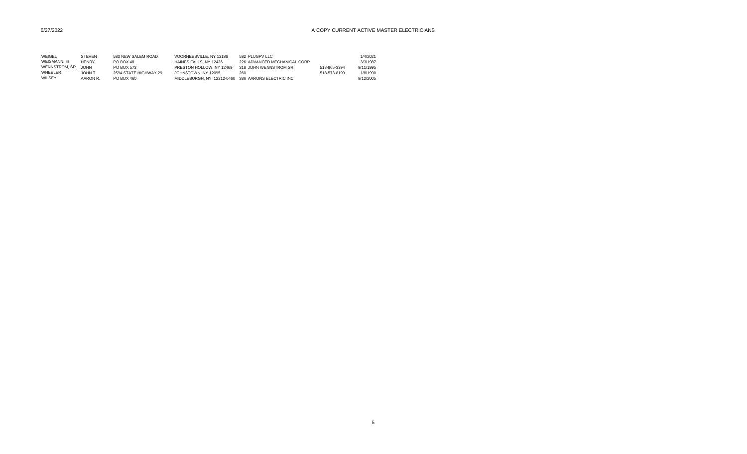| | | | | | | | |
|---|---|---|---|---|---|---|---|
| WEIGEL | STEVEN | 583 NEW SALEM ROAD | VOORHEESVILLE, NY 12186 | 582 | PLUGPV LLC | | 1/4/2021 |
| WEISMANN, III | HENRY | PO BOX 48 | HAINES FALLS, NY 12436 | 226 | ADVANCED MECHANICAL CORP | | 3/3/1987 |
| WENNSTROM, SR. | JOHN | PO BOX 573 | PRESTON HOLLOW, NY 12469 | 318 | JOHN WENNSTROM SR | 518-965-3394 | 9/11/1995 |
| WHEELER | JOHN T | 2594 STATE HIGHWAY 29 | JOHNSTOWN, NY 12095 | 260 | | 518-573-8199 | 1/8/1990 |
| WILSEY | AARON R. | PO BOX 460 | MIDDLEBURGH, NY 12212-0460 | 386 | AARONS ELECTRIC INC | | 9/12/2005 |